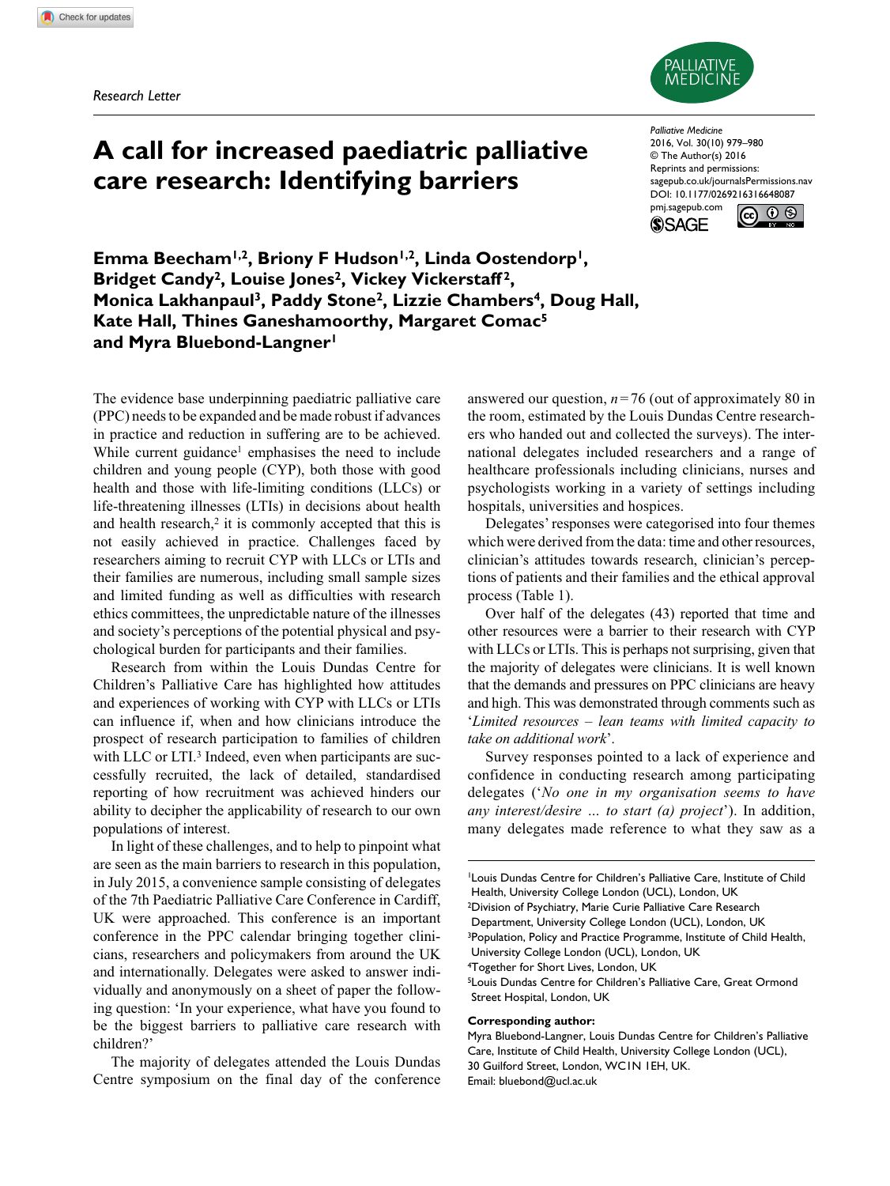Research Letter

# A call for increased paediatric palliative care research: Identifying barriers

**Emma Beecham[1,2], Briony F Hudson[1,2], Linda Oostendorp[1], Bridget Candy[2], Louise Jones[2], Vickey Vickerstaff[2], Monica Lakhanpaul[3], Paddy Stone[2], Lizzie Chambers[4], Doug Hall, Kate Hall, Thines Ganeshamoorthy, Margaret Comac[5] and Myra Bluebond-Langner[1]**

Palliative Medicine
2016, Vol. 30(10) 979–980
© The Author(s) 2016
Reprints and permissions: sagepub.co.uk/journalsPermissions.nav
DOI: 10.1177/0269216316648087
pmj.sagepub.com

The evidence base underpinning paediatric palliative care (PPC) needs to be expanded and be made robust if advances in practice and reduction in suffering are to be achieved. While current guidance[1] emphasises the need to include children and young people (CYP), both those with good health and those with life-limiting conditions (LLCs) or life-threatening illnesses (LTIs) in decisions about health and health research,[2] it is commonly accepted that this is not easily achieved in practice. Challenges faced by researchers aiming to recruit CYP with LLCs or LTIs and their families are numerous, including small sample sizes and limited funding as well as difficulties with research ethics committees, the unpredictable nature of the illnesses and society's perceptions of the potential physical and psychological burden for participants and their families.

Research from within the Louis Dundas Centre for Children's Palliative Care has highlighted how attitudes and experiences of working with CYP with LLCs or LTIs can influence if, when and how clinicians introduce the prospect of research participation to families of children with LLC or LTI.[3] Indeed, even when participants are successfully recruited, the lack of detailed, standardised reporting of how recruitment was achieved hinders our ability to decipher the applicability of research to our own populations of interest.

In light of these challenges, and to help to pinpoint what are seen as the main barriers to research in this population, in July 2015, a convenience sample consisting of delegates of the 7th Paediatric Palliative Care Conference in Cardiff, UK were approached. This conference is an important conference in the PPC calendar bringing together clinicians, researchers and policymakers from around the UK and internationally. Delegates were asked to answer individually and anonymously on a sheet of paper the following question: 'In your experience, what have you found to be the biggest barriers to palliative care research with children?'

The majority of delegates attended the Louis Dundas Centre symposium on the final day of the conference answered our question, $n = 76$ (out of approximately 80 in the room, estimated by the Louis Dundas Centre researchers who handed out and collected the surveys). The international delegates included researchers and a range of healthcare professionals including clinicians, nurses and psychologists working in a variety of settings including hospitals, universities and hospices.

Delegates' responses were categorised into four themes which were derived from the data: time and other resources, clinician's attitudes towards research, clinician's perceptions of patients and their families and the ethical approval process (Table 1).

Over half of the delegates (43) reported that time and other resources were a barrier to their research with CYP with LLCs or LTIs. This is perhaps not surprising, given that the majority of delegates were clinicians. It is well known that the demands and pressures on PPC clinicians are heavy and high. This was demonstrated through comments such as '*Limited resources – lean teams with limited capacity to take on additional work*'.

Survey responses pointed to a lack of experience and confidence in conducting research among participating delegates ('*No one in my organisation seems to have any interest/desire … to start (a) project*'). In addition, many delegates made reference to what they saw as a

[1]Louis Dundas Centre for Children's Palliative Care, Institute of Child Health, University College London (UCL), London, UK
[2]Division of Psychiatry, Marie Curie Palliative Care Research Department, University College London (UCL), London, UK
[3]Population, Policy and Practice Programme, Institute of Child Health, University College London (UCL), London, UK
[4]Together for Short Lives, London, UK
[5]Louis Dundas Centre for Children's Palliative Care, Great Ormond Street Hospital, London, UK

**Corresponding author:**
Myra Bluebond-Langner, Louis Dundas Centre for Children's Palliative Care, Institute of Child Health, University College London (UCL), 30 Guilford Street, London, WC1N 1EH, UK.
Email: bluebond@ucl.ac.uk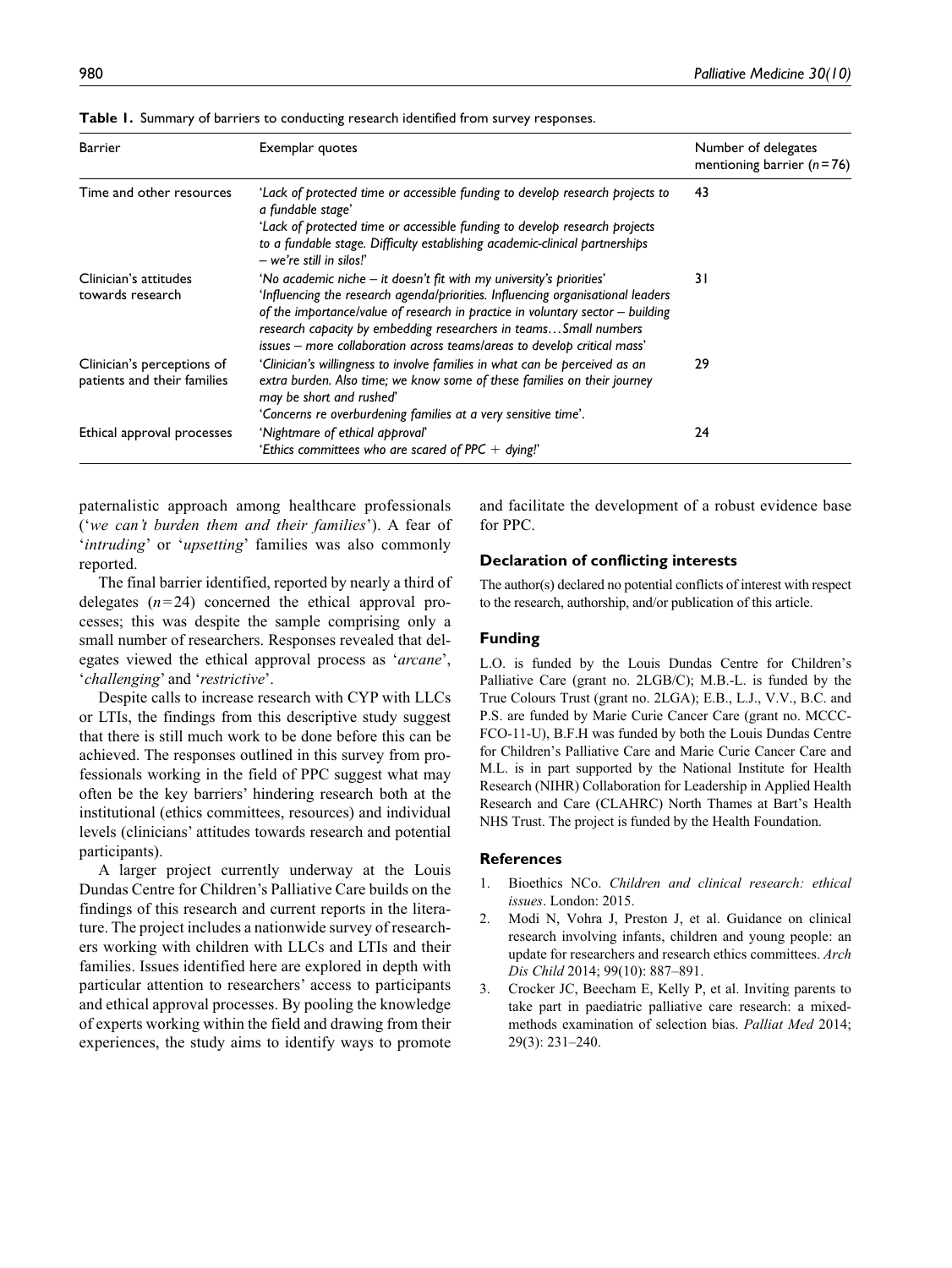**Table 1.** Summary of barriers to conducting research identified from survey responses.

| Barrier | Exemplar quotes | Number of delegates mentioning barrier ($n=76$) |
|---|---|---|
| Time and other resources | '*Lack of protected time or accessible funding to develop research projects to a fundable stage*' '*Lack of protected time or accessible funding to develop research projects to a fundable stage. Difficulty establishing academic-clinical partnerships – we're still in silos!*' | 43 |
| Clinician's attitudes towards research | '*No academic niche – it doesn't fit with my university's priorities*' '*Influencing the research agenda/priorities. Influencing organisational leaders of the importance/value of research in practice in voluntary sector – building research capacity by embedding researchers in teams…Small numbers issues – more collaboration across teams/areas to develop critical mass*' | 31 |
| Clinician's perceptions of patients and their families | '*Clinician's willingness to involve families in what can be perceived as an extra burden. Also time; we know some of these families on their journey may be short and rushed*' '*Concerns re overburdening families at a very sensitive time*'. | 29 |
| Ethical approval processes | '*Nightmare of ethical approval*' '*Ethics committees who are scared of PPC + dying!*' | 24 |

paternalistic approach among healthcare professionals ('*we can't burden them and their families*'). A fear of '*intruding*' or '*upsetting*' families was also commonly reported.

The final barrier identified, reported by nearly a third of delegates ($n=24$) concerned the ethical approval processes; this was despite the sample comprising only a small number of researchers. Responses revealed that delegates viewed the ethical approval process as '*arcane*', '*challenging*' and '*restrictive*'.

Despite calls to increase research with CYP with LLCs or LTIs, the findings from this descriptive study suggest that there is still much work to be done before this can be achieved. The responses outlined in this survey from professionals working in the field of PPC suggest what may often be the key barriers' hindering research both at the institutional (ethics committees, resources) and individual levels (clinicians' attitudes towards research and potential participants).

A larger project currently underway at the Louis Dundas Centre for Children's Palliative Care builds on the findings of this research and current reports in the literature. The project includes a nationwide survey of researchers working with children with LLCs and LTIs and their families. Issues identified here are explored in depth with particular attention to researchers' access to participants and ethical approval processes. By pooling the knowledge of experts working within the field and drawing from their experiences, the study aims to identify ways to promote and facilitate the development of a robust evidence base for PPC.

### Declaration of conflicting interests

The author(s) declared no potential conflicts of interest with respect to the research, authorship, and/or publication of this article.

### Funding

L.O. is funded by the Louis Dundas Centre for Children's Palliative Care (grant no. 2LGB/C); M.B.-L. is funded by the True Colours Trust (grant no. 2LGA); E.B., L.J., V.V., B.C. and P.S. are funded by Marie Curie Cancer Care (grant no. MCCC-FCO-11-U), B.F.H was funded by both the Louis Dundas Centre for Children's Palliative Care and Marie Curie Cancer Care and M.L. is in part supported by the National Institute for Health Research (NIHR) Collaboration for Leadership in Applied Health Research and Care (CLAHRC) North Thames at Bart's Health NHS Trust. The project is funded by the Health Foundation.

### References

1. Bioethics NCo. *Children and clinical research: ethical issues*. London: 2015.
2. Modi N, Vohra J, Preston J, et al. Guidance on clinical research involving infants, children and young people: an update for researchers and research ethics committees. *Arch Dis Child* 2014; 99(10): 887–891.
3. Crocker JC, Beecham E, Kelly P, et al. Inviting parents to take part in paediatric palliative care research: a mixed-methods examination of selection bias. *Palliat Med* 2014; 29(3): 231–240.